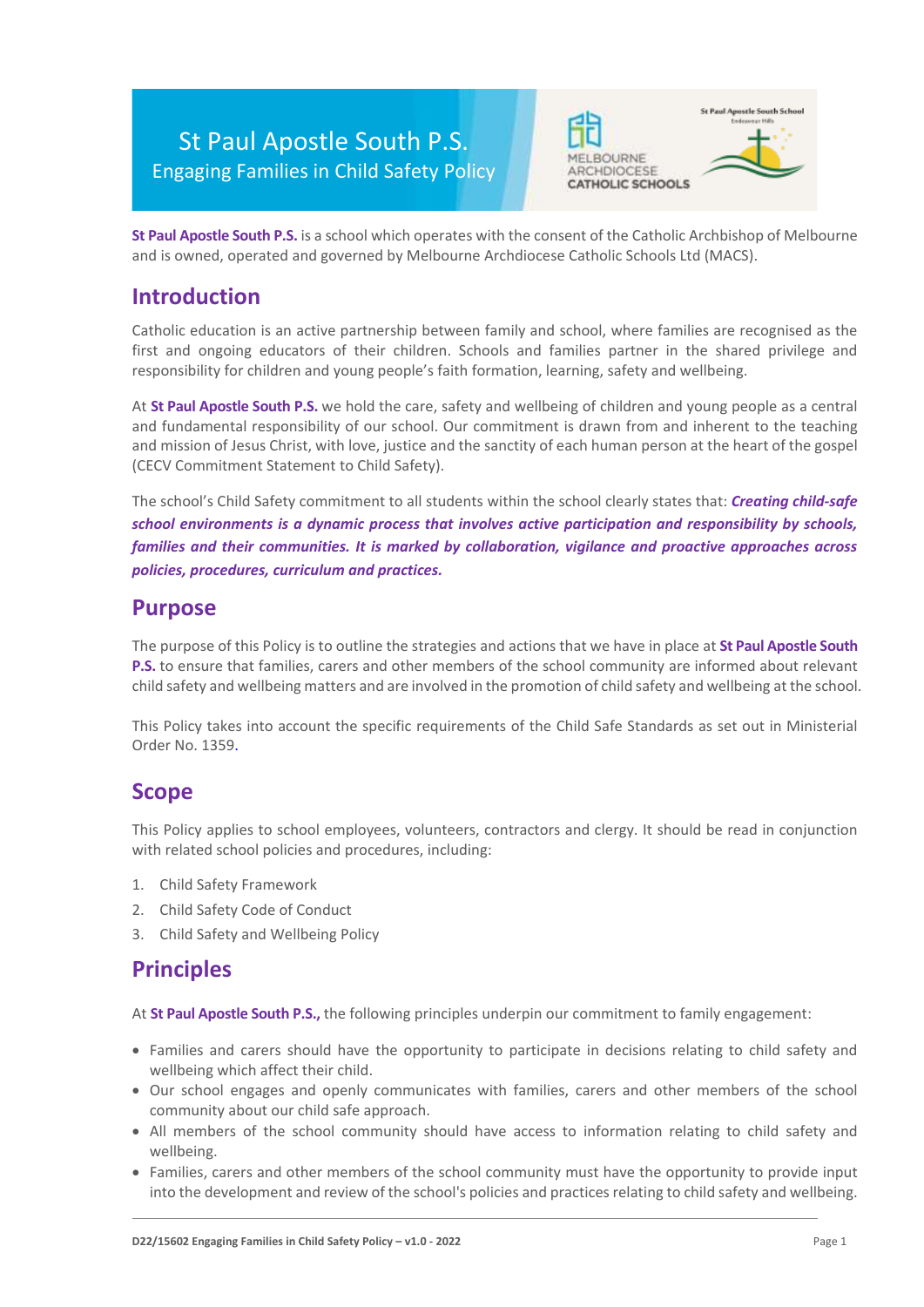# St Paul Apostle South P.S.
## Engaging Families in Child Safety Policy

**St Paul Apostle South P.S.** is a school which operates with the consent of the Catholic Archbishop of Melbourne and is owned, operated and governed by Melbourne Archdiocese Catholic Schools Ltd (MACS).

## Introduction

Catholic education is an active partnership between family and school, where families are recognised as the first and ongoing educators of their children. Schools and families partner in the shared privilege and responsibility for children and young people's faith formation, learning, safety and wellbeing.

At **St Paul Apostle South P.S.** we hold the care, safety and wellbeing of children and young people as a central and fundamental responsibility of our school. Our commitment is drawn from and inherent to the teaching and mission of Jesus Christ, with love, justice and the sanctity of each human person at the heart of the gospel (CECV Commitment Statement to Child Safety).

The school's Child Safety commitment to all students within the school clearly states that: ***Creating child-safe school environments is a dynamic process that involves active participation and responsibility by schools, families and their communities. It is marked by collaboration, vigilance and proactive approaches across policies, procedures, curriculum and practices.***

## Purpose

The purpose of this Policy is to outline the strategies and actions that we have in place at **St Paul Apostle South P.S.** to ensure that families, carers and other members of the school community are informed about relevant child safety and wellbeing matters and are involved in the promotion of child safety and wellbeing at the school.

This Policy takes into account the specific requirements of the Child Safe Standards as set out in Ministerial Order No. 1359.

## Scope

This Policy applies to school employees, volunteers, contractors and clergy. It should be read in conjunction with related school policies and procedures, including:

1. Child Safety Framework
2. Child Safety Code of Conduct
3. Child Safety and Wellbeing Policy

## Principles

At **St Paul Apostle South P.S.,** the following principles underpin our commitment to family engagement:

- Families and carers should have the opportunity to participate in decisions relating to child safety and wellbeing which affect their child.
- Our school engages and openly communicates with families, carers and other members of the school community about our child safe approach.
- All members of the school community should have access to information relating to child safety and wellbeing.
- Families, carers and other members of the school community must have the opportunity to provide input into the development and review of the school's policies and practices relating to child safety and wellbeing.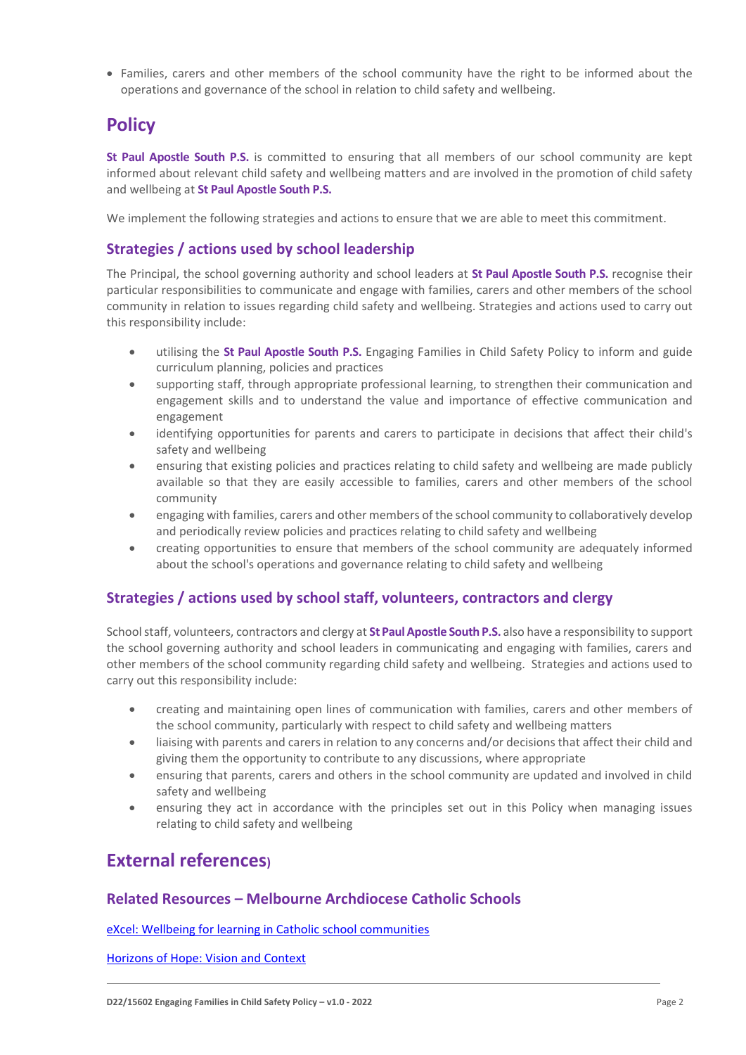- Families, carers and other members of the school community have the right to be informed about the operations and governance of the school in relation to child safety and wellbeing.

## Policy

**St Paul Apostle South P.S.** is committed to ensuring that all members of our school community are kept informed about relevant child safety and wellbeing matters and are involved in the promotion of child safety and wellbeing at **St Paul Apostle South P.S.**

We implement the following strategies and actions to ensure that we are able to meet this commitment.

### Strategies / actions used by school leadership

The Principal, the school governing authority and school leaders at **St Paul Apostle South P.S.** recognise their particular responsibilities to communicate and engage with families, carers and other members of the school community in relation to issues regarding child safety and wellbeing. Strategies and actions used to carry out this responsibility include:

- utilising the **St Paul Apostle South P.S.** Engaging Families in Child Safety Policy to inform and guide curriculum planning, policies and practices
- supporting staff, through appropriate professional learning, to strengthen their communication and engagement skills and to understand the value and importance of effective communication and engagement
- identifying opportunities for parents and carers to participate in decisions that affect their child's safety and wellbeing
- ensuring that existing policies and practices relating to child safety and wellbeing are made publicly available so that they are easily accessible to families, carers and other members of the school community
- engaging with families, carers and other members of the school community to collaboratively develop and periodically review policies and practices relating to child safety and wellbeing
- creating opportunities to ensure that members of the school community are adequately informed about the school's operations and governance relating to child safety and wellbeing

### Strategies / actions used by school staff, volunteers, contractors and clergy

School staff, volunteers, contractors and clergy at **St Paul Apostle South P.S.** also have a responsibility to support the school governing authority and school leaders in communicating and engaging with families, carers and other members of the school community regarding child safety and wellbeing. Strategies and actions used to carry out this responsibility include:

- creating and maintaining open lines of communication with families, carers and other members of the school community, particularly with respect to child safety and wellbeing matters
- liaising with parents and carers in relation to any concerns and/or decisions that affect their child and giving them the opportunity to contribute to any discussions, where appropriate
- ensuring that parents, carers and others in the school community are updated and involved in child safety and wellbeing
- ensuring they act in accordance with the principles set out in this Policy when managing issues relating to child safety and wellbeing

## External references)

### Related Resources – Melbourne Archdiocese Catholic Schools

[eXcel: Wellbeing for learning in Catholic school communities]

[Horizons of Hope: Vision and Context]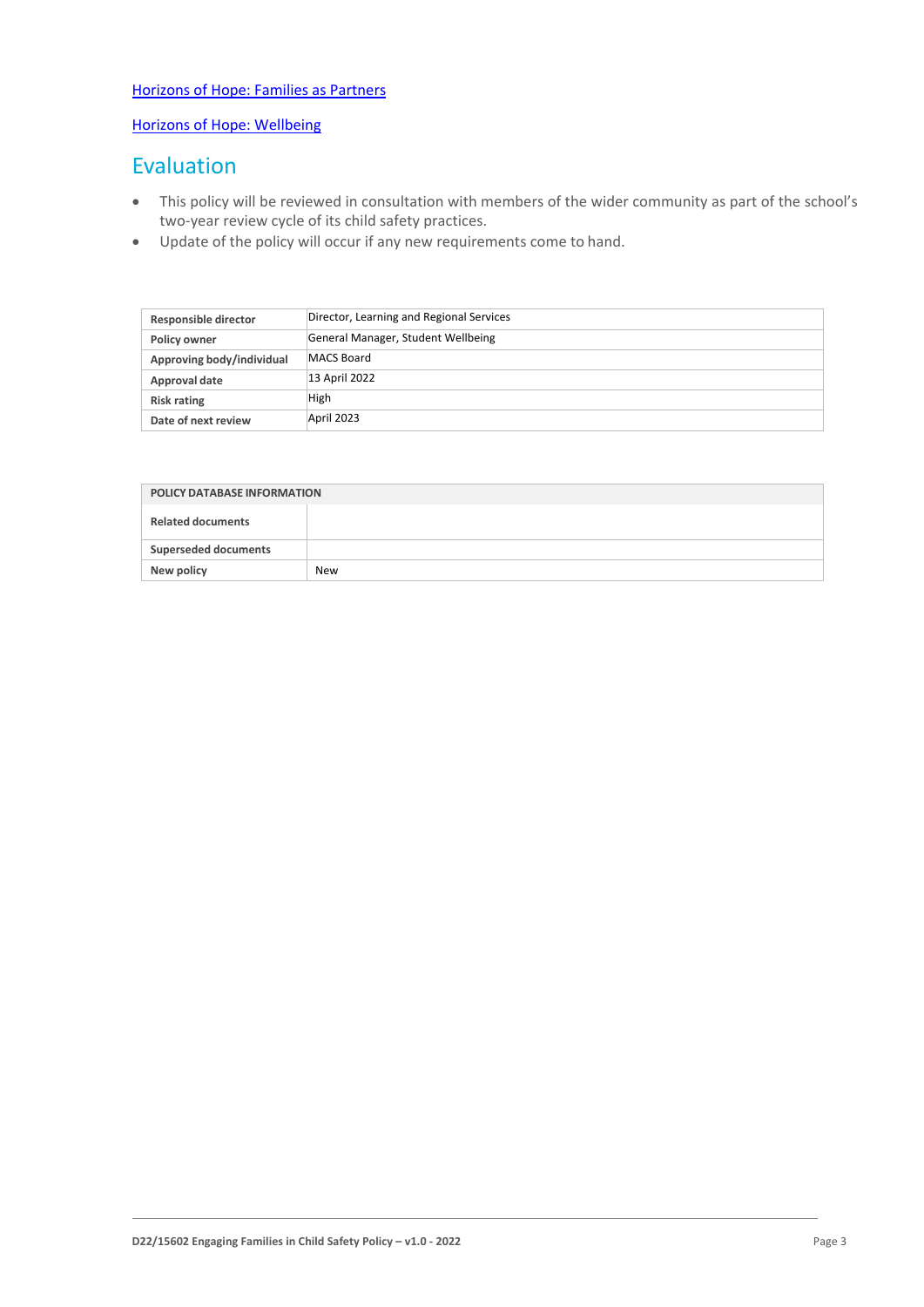[Horizons of Hope: Families as Partners]()

[Horizons of Hope: Wellbeing]()

## Evaluation

- This policy will be reviewed in consultation with members of the wider community as part of the school's two-year review cycle of its child safety practices.
- Update of the policy will occur if any new requirements come to hand.

| | |
|---|---|
| **Responsible director** | Director, Learning and Regional Services |
| **Policy owner** | General Manager, Student Wellbeing |
| **Approving body/individual** | MACS Board |
| **Approval date** | 13 April 2022 |
| **Risk rating** | High |
| **Date of next review** | April 2023 |

| **POLICY DATABASE INFORMATION** | |
|---|---|
| **Related documents** | |
| **Superseded documents** | |
| **New policy** | New |